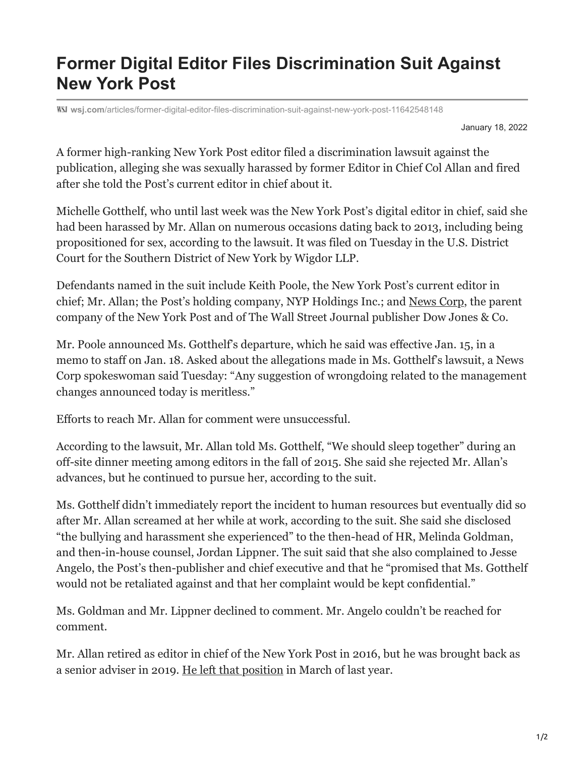# Former Digital Editor Files Discrimination Suit Against New York Post

WSJ wsj.com/articles/former-digital-editor-files-discrimination-suit-against-new-york-post-11642548148

January 18, 2022

A former high-ranking New York Post editor filed a discrimination lawsuit against the publication, alleging she was sexually harassed by former Editor in Chief Col Allan and fired after she told the Post's current editor in chief about it.

Michelle Gotthelf, who until last week was the New York Post's digital editor in chief, said she had been harassed by Mr. Allan on numerous occasions dating back to 2013, including being propositioned for sex, according to the lawsuit. It was filed on Tuesday in the U.S. District Court for the Southern District of New York by Wigdor LLP.

Defendants named in the suit include Keith Poole, the New York Post's current editor in chief; Mr. Allan; the Post's holding company, NYP Holdings Inc.; and News Corp, the parent company of the New York Post and of The Wall Street Journal publisher Dow Jones & Co.

Mr. Poole announced Ms. Gotthelf's departure, which he said was effective Jan. 15, in a memo to staff on Jan. 18. Asked about the allegations made in Ms. Gotthelf's lawsuit, a News Corp spokeswoman said Tuesday: "Any suggestion of wrongdoing related to the management changes announced today is meritless."

Efforts to reach Mr. Allan for comment were unsuccessful.

According to the lawsuit, Mr. Allan told Ms. Gotthelf, "We should sleep together" during an off-site dinner meeting among editors in the fall of 2015. She said she rejected Mr. Allan's advances, but he continued to pursue her, according to the suit.

Ms. Gotthelf didn't immediately report the incident to human resources but eventually did so after Mr. Allan screamed at her while at work, according to the suit. She said she disclosed "the bullying and harassment she experienced" to the then-head of HR, Melinda Goldman, and then-in-house counsel, Jordan Lippner. The suit said that she also complained to Jesse Angelo, the Post's then-publisher and chief executive and that he "promised that Ms. Gotthelf would not be retaliated against and that her complaint would be kept confidential."

Ms. Goldman and Mr. Lippner declined to comment. Mr. Angelo couldn't be reached for comment.

Mr. Allan retired as editor in chief of the New York Post in 2016, but he was brought back as a senior adviser in 2019. He left that position in March of last year.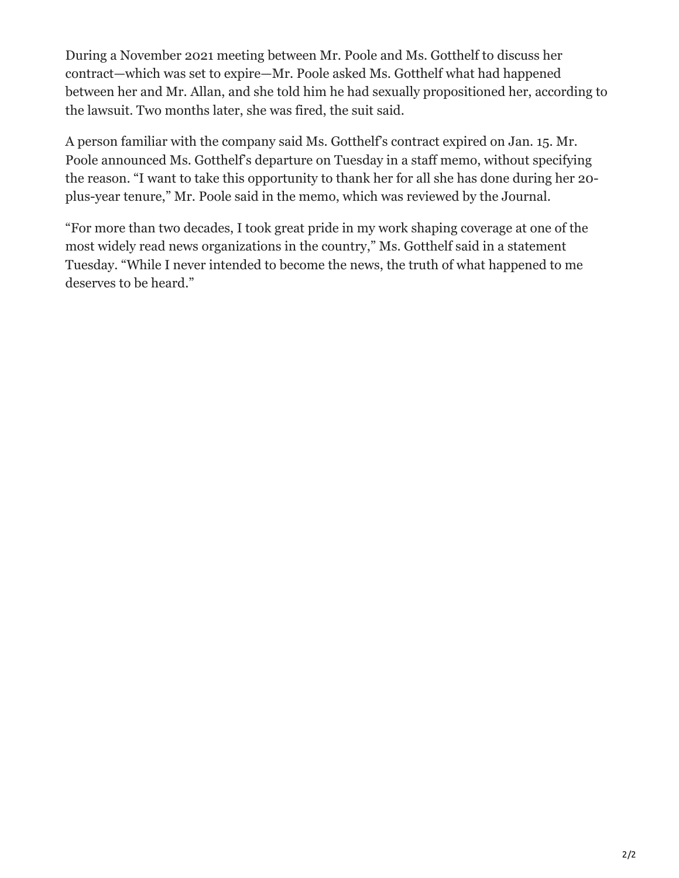During a November 2021 meeting between Mr. Poole and Ms. Gotthelf to discuss her contract—which was set to expire—Mr. Poole asked Ms. Gotthelf what had happened between her and Mr. Allan, and she told him he had sexually propositioned her, according to the lawsuit. Two months later, she was fired, the suit said.

A person familiar with the company said Ms. Gotthelf's contract expired on Jan. 15. Mr. Poole announced Ms. Gotthelf's departure on Tuesday in a staff memo, without specifying the reason. "I want to take this opportunity to thank her for all she has done during her 20-plus-year tenure," Mr. Poole said in the memo, which was reviewed by the Journal.

"For more than two decades, I took great pride in my work shaping coverage at one of the most widely read news organizations in the country," Ms. Gotthelf said in a statement Tuesday. "While I never intended to become the news, the truth of what happened to me deserves to be heard."